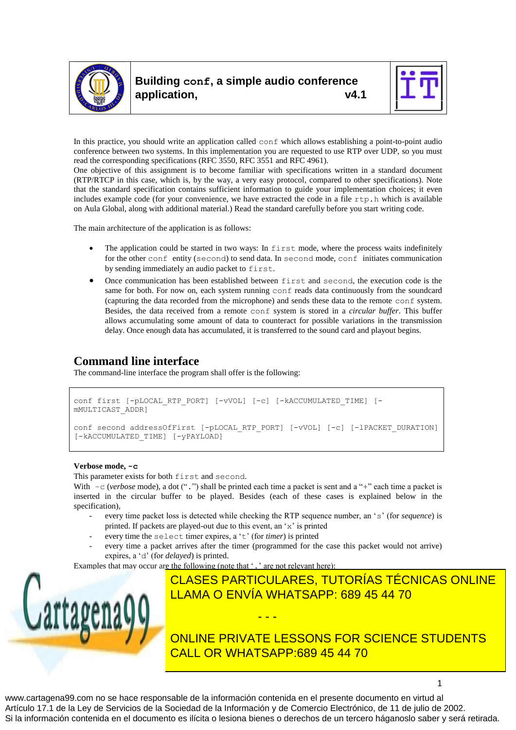# Building `conf`, a simple audio conference application, v4.1

In this practice, you should write an application called `conf` which allows establishing a point-to-point audio conference between two systems. In this implementation you are requested to use RTP over UDP, so you must read the corresponding specifications (RFC 3550, RFC 3551 and RFC 4961).
One objective of this assignment is to become familiar with specifications written in a standard document (RTP/RTCP in this case, which is, by the way, a very easy protocol, compared to other specifications). Note that the standard specification contains sufficient information to guide your implementation choices; it even includes example code (for your convenience, we have extracted the code in a file `rtp.h` which is available on Aula Global, along with additional material.) Read the standard carefully before you start writing code.

The main architecture of the application is as follows:

- The application could be started in two ways: In `first` mode, where the process waits indefinitely for the other `conf` entity (`second`) to send data. In `second` mode, `conf` initiates communication by sending immediately an audio packet to `first`.
- Once communication has been established between `first` and `second`, the execution code is the same for both. For now on, each system running `conf` reads data continuously from the soundcard (capturing the data recorded from the microphone) and sends these data to the remote `conf` system. Besides, the data received from a remote `conf` system is stored in a *circular buffer*. This buffer allows accumulating some amount of data to counteract for possible variations in the transmission delay. Once enough data has accumulated, it is transferred to the sound card and playout begins.

## Command line interface

The command-line interface the program shall offer is the following:

```
conf first [-pLOCAL_RTP_PORT] [-vVOL] [-c] [-kACCUMULATED_TIME] [-
mMULTICAST_ADDR]

conf second addressOfFirst [-pLOCAL_RTP_PORT] [-vVOL] [-c] [-lPACKET_DURATION]
[-kACCUMULATED_TIME] [-yPAYLOAD]
```

**Verbose mode, `-c`**
This parameter exists for both `first` and `second`.
With `-c` (*verbose* mode), a dot ("`.`") shall be printed each time a packet is sent and a "+" each time a packet is inserted in the circular buffer to be played. Besides (each of these cases is explained below in the specification),

- every time packet loss is detected while checking the RTP sequence number, an '`s`' (for *sequence*) is printed. If packets are played-out due to this event, an '`x`' is printed
- every time the `select` timer expires, a '`t`' (for *timer*) is printed
- every time a packet arrives after the timer (programmed for the case this packet would not arrive) expires, a '`d`' (for *delayed*) is printed.

Examples that may occur are the following (note that '`.`' are not relevant here):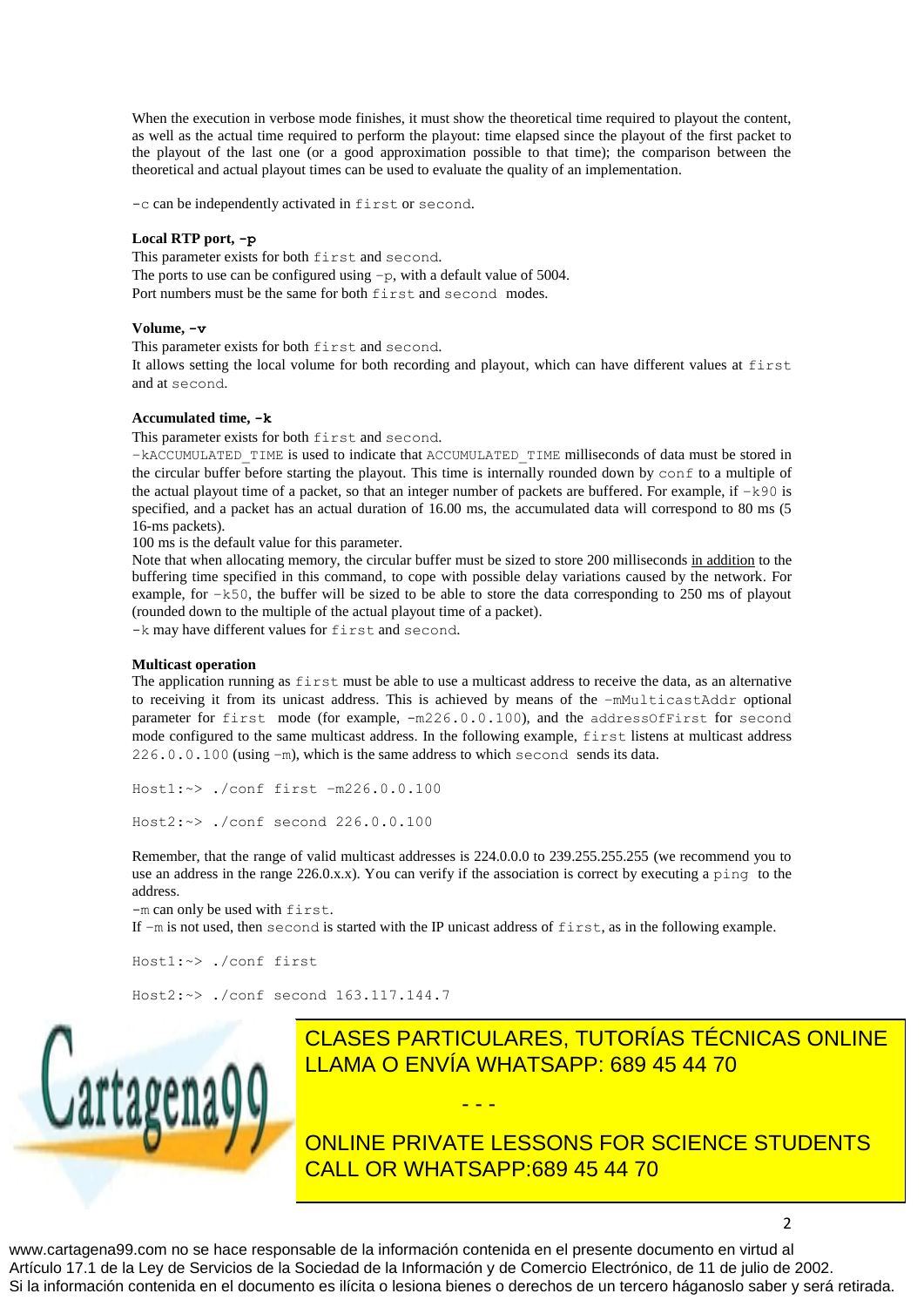When the execution in verbose mode finishes, it must show the theoretical time required to playout the content, as well as the actual time required to perform the playout: time elapsed since the playout of the first packet to the playout of the last one (or a good approximation possible to that time); the comparison between the theoretical and actual playout times can be used to evaluate the quality of an implementation.

`-c` can be independently activated in `first` or `second`.

**Local RTP port, `-p`**

This parameter exists for both `first` and `second`.
The ports to use can be configured using `-p`, with a default value of 5004.
Port numbers must be the same for both `first` and `second` modes.

**Volume, `-v`**

This parameter exists for both `first` and `second`.
It allows setting the local volume for both recording and playout, which can have different values at `first` and at `second`.

**Accumulated time, `-k`**

This parameter exists for both `first` and `second`.
`-kACCUMULATED_TIME` is used to indicate that `ACCUMULATED_TIME` milliseconds of data must be stored in the circular buffer before starting the playout. This time is internally rounded down by `conf` to a multiple of the actual playout time of a packet, so that an integer number of packets are buffered. For example, if `-k90` is specified, and a packet has an actual duration of 16.00 ms, the accumulated data will correspond to 80 ms (5 16-ms packets).
100 ms is the default value for this parameter.
Note that when allocating memory, the circular buffer must be sized to store 200 milliseconds <u>in addition</u> to the buffering time specified in this command, to cope with possible delay variations caused by the network. For example, for `-k50`, the buffer will be sized to be able to store the data corresponding to 250 ms of playout (rounded down to the multiple of the actual playout time of a packet).
`-k` may have different values for `first` and `second`.

**Multicast operation**

The application running as `first` must be able to use a multicast address to receive the data, as an alternative to receiving it from its unicast address. This is achieved by means of the `-mMulticastAddr` optional parameter for `first` mode (for example, `-m226.0.0.100`), and the `addressOfFirst` for `second` mode configured to the same multicast address. In the following example, `first` listens at multicast address `226.0.0.100` (using `-m`), which is the same address to which `second` sends its data.

```
Host1:~> ./conf first -m226.0.0.100

Host2:~> ./conf second 226.0.0.100
```

Remember, that the range of valid multicast addresses is 224.0.0.0 to 239.255.255.255 (we recommend you to use an address in the range 226.0.x.x). You can verify if the association is correct by executing a `ping` to the address.
`-m` can only be used with `first`.
If `-m` is not used, then `second` is started with the IP unicast address of `first`, as in the following example.

```
Host1:~> ./conf first

Host2:~> ./conf second 163.117.144.7
```

CLASES PARTICULARES, TUTORÍAS TÉCNICAS ONLINE
LLAMA O ENVÍA WHATSAPP: 689 45 44 70

- - -

ONLINE PRIVATE LESSONS FOR SCIENCE STUDENTS
CALL OR WHATSAPP:689 45 44 70

www.cartagena99.com no se hace responsable de la información contenida en el presente documento en virtud al Artículo 17.1 de la Ley de Servicios de la Sociedad de la Información y de Comercio Electrónico, de 11 de julio de 2002.
Si la información contenida en el documento es ilícita o lesiona bienes o derechos de un tercero háganoslo saber y será retirada.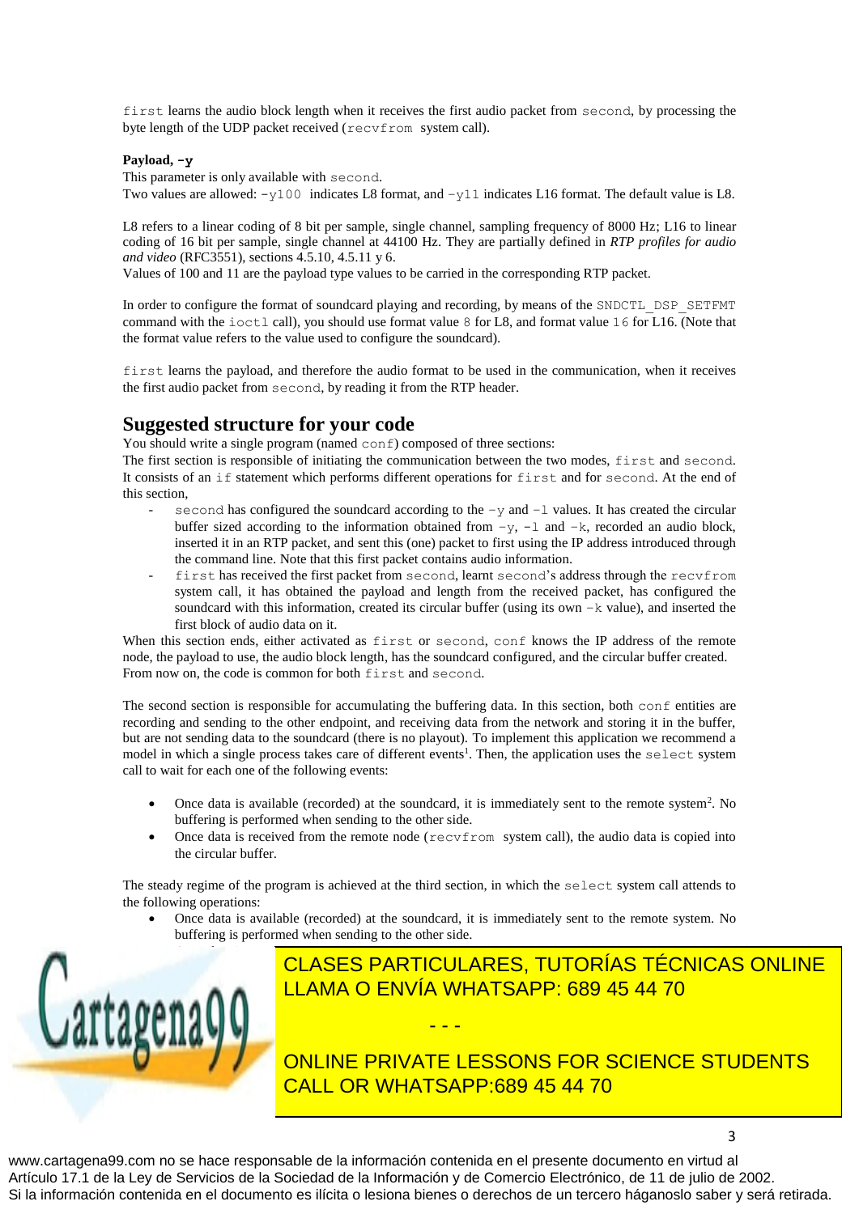first learns the audio block length when it receives the first audio packet from second, by processing the byte length of the UDP packet received (recvfrom system call).

**Payload, -y**

This parameter is only available with second.

Two values are allowed: -y100 indicates L8 format, and -y11 indicates L16 format. The default value is L8.

L8 refers to a linear coding of 8 bit per sample, single channel, sampling frequency of 8000 Hz; L16 to linear coding of 16 bit per sample, single channel at 44100 Hz. They are partially defined in *RTP profiles for audio and video* (RFC3551), sections 4.5.10, 4.5.11 y 6.

Values of 100 and 11 are the payload type values to be carried in the corresponding RTP packet.

In order to configure the format of soundcard playing and recording, by means of the SNDCTL_DSP_SETFMT command with the ioctl call), you should use format value 8 for L8, and format value 16 for L16. (Note that the format value refers to the value used to configure the soundcard).

first learns the payload, and therefore the audio format to be used in the communication, when it receives the first audio packet from second, by reading it from the RTP header.

## Suggested structure for your code

You should write a single program (named conf) composed of three sections:

The first section is responsible of initiating the communication between the two modes, first and second. It consists of an if statement which performs different operations for first and for second. At the end of this section,

- second has configured the soundcard according to the -y and -l values. It has created the circular buffer sized according to the information obtained from -y, -l and -k, recorded an audio block, inserted it in an RTP packet, and sent this (one) packet to first using the IP address introduced through the command line. Note that this first packet contains audio information.
- first has received the first packet from second, learnt second's address through the recvfrom system call, it has obtained the payload and length from the received packet, has configured the soundcard with this information, created its circular buffer (using its own -k value), and inserted the first block of audio data on it.

When this section ends, either activated as first or second, conf knows the IP address of the remote node, the payload to use, the audio block length, has the soundcard configured, and the circular buffer created. From now on, the code is common for both first and second.

The second section is responsible for accumulating the buffering data. In this section, both conf entities are recording and sending to the other endpoint, and receiving data from the network and storing it in the buffer, but are not sending data to the soundcard (there is no playout). To implement this application we recommend a model in which a single process takes care of different events[1]. Then, the application uses the select system call to wait for each one of the following events:

- Once data is available (recorded) at the soundcard, it is immediately sent to the remote system[2]. No buffering is performed when sending to the other side.
- Once data is received from the remote node (recvfrom system call), the audio data is copied into the circular buffer.

The steady regime of the program is achieved at the third section, in which the select system call attends to the following operations:

- Once data is available (recorded) at the soundcard, it is immediately sent to the remote system. No buffering is performed when sending to the other side.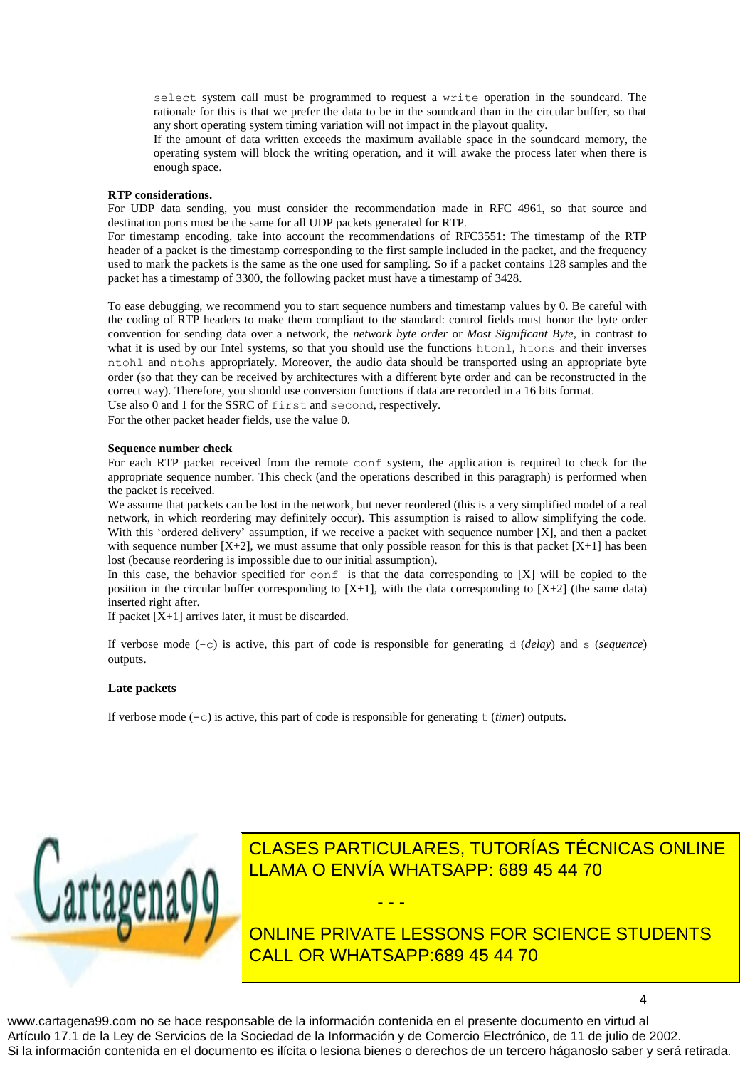`select` system call must be programmed to request a `write` operation in the soundcard. The rationale for this is that we prefer the data to be in the soundcard than in the circular buffer, so that any short operating system timing variation will not impact in the playout quality.
If the amount of data written exceeds the maximum available space in the soundcard memory, the operating system will block the writing operation, and it will awake the process later when there is enough space.

**RTP considerations.**
For UDP data sending, you must consider the recommendation made in RFC 4961, so that source and destination ports must be the same for all UDP packets generated for RTP.
For timestamp encoding, take into account the recommendations of RFC3551: The timestamp of the RTP header of a packet is the timestamp corresponding to the first sample included in the packet, and the frequency used to mark the packets is the same as the one used for sampling. So if a packet contains 128 samples and the packet has a timestamp of 3300, the following packet must have a timestamp of 3428.

To ease debugging, we recommend you to start sequence numbers and timestamp values by 0. Be careful with the coding of RTP headers to make them compliant to the standard: control fields must honor the byte order convention for sending data over a network, the *network byte order* or *Most Significant Byte*, in contrast to what it is used by our Intel systems, so that you should use the functions `htonl`, `htons` and their inverses `ntohl` and `ntohs` appropriately. Moreover, the audio data should be transported using an appropriate byte order (so that they can be received by architectures with a different byte order and can be reconstructed in the correct way). Therefore, you should use conversion functions if data are recorded in a 16 bits format.
Use also 0 and 1 for the SSRC of `first` and `second`, respectively.
For the other packet header fields, use the value 0.

**Sequence number check**
For each RTP packet received from the remote `conf` system, the application is required to check for the appropriate sequence number. This check (and the operations described in this paragraph) is performed when the packet is received.
We assume that packets can be lost in the network, but never reordered (this is a very simplified model of a real network, in which reordering may definitely occur). This assumption is raised to allow simplifying the code. With this 'ordered delivery' assumption, if we receive a packet with sequence number [X], and then a packet with sequence number [X+2], we must assume that only possible reason for this is that packet [X+1] has been lost (because reordering is impossible due to our initial assumption).
In this case, the behavior specified for `conf` is that the data corresponding to [X] will be copied to the position in the circular buffer corresponding to [X+1], with the data corresponding to [X+2] (the same data) inserted right after.
If packet [X+1] arrives later, it must be discarded.

If verbose mode (`-c`) is active, this part of code is responsible for generating `d` (*delay*) and `s` (*sequence*) outputs.

**Late packets**

If verbose mode (`-c`) is active, this part of code is responsible for generating `t` (*timer*) outputs.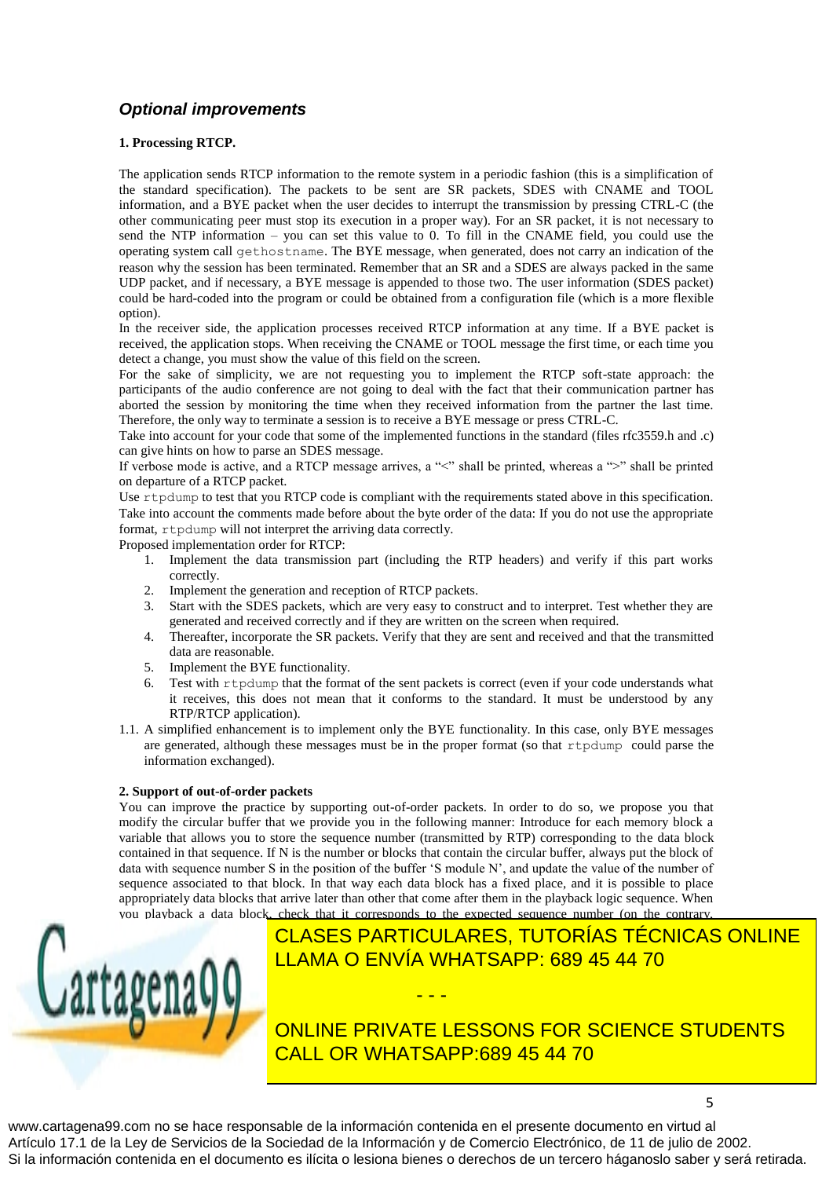### *Optional improvements*

**1. Processing RTCP.**

The application sends RTCP information to the remote system in a periodic fashion (this is a simplification of the standard specification). The packets to be sent are SR packets, SDES with CNAME and TOOL information, and a BYE packet when the user decides to interrupt the transmission by pressing CTRL-C (the other communicating peer must stop its execution in a proper way). For an SR packet, it is not necessary to send the NTP information – you can set this value to 0. To fill in the CNAME field, you could use the operating system call `gethostname`. The BYE message, when generated, does not carry an indication of the reason why the session has been terminated. Remember that an SR and a SDES are always packed in the same UDP packet, and if necessary, a BYE message is appended to those two. The user information (SDES packet) could be hard-coded into the program or could be obtained from a configuration file (which is a more flexible option).
In the receiver side, the application processes received RTCP information at any time. If a BYE packet is received, the application stops. When receiving the CNAME or TOOL message the first time, or each time you detect a change, you must show the value of this field on the screen.
For the sake of simplicity, we are not requesting you to implement the RTCP soft-state approach: the participants of the audio conference are not going to deal with the fact that their communication partner has aborted the session by monitoring the time when they received information from the partner the last time. Therefore, the only way to terminate a session is to receive a BYE message or press CTRL-C.
Take into account for your code that some of the implemented functions in the standard (files rfc3559.h and .c) can give hints on how to parse an SDES message.
If verbose mode is active, and a RTCP message arrives, a "<" shall be printed, whereas a ">" shall be printed on departure of a RTCP packet.
Use `rtpdump` to test that you RTCP code is compliant with the requirements stated above in this specification. Take into account the comments made before about the byte order of the data: If you do not use the appropriate format, `rtpdump` will not interpret the arriving data correctly.
Proposed implementation order for RTCP:

1. Implement the data transmission part (including the RTP headers) and verify if this part works correctly.
2. Implement the generation and reception of RTCP packets.
3. Start with the SDES packets, which are very easy to construct and to interpret. Test whether they are generated and received correctly and if they are written on the screen when required.
4. Thereafter, incorporate the SR packets. Verify that they are sent and received and that the transmitted data are reasonable.
5. Implement the BYE functionality.
6. Test with `rtpdump` that the format of the sent packets is correct (even if your code understands what it receives, this does not mean that it conforms to the standard. It must be understood by any RTP/RTCP application).

1.1. A simplified enhancement is to implement only the BYE functionality. In this case, only BYE messages are generated, although these messages must be in the proper format (so that `rtpdump` could parse the information exchanged).

**2. Support of out-of-order packets**

You can improve the practice by supporting out-of-order packets. In order to do so, we propose you that modify the circular buffer that we provide you in the following manner: Introduce for each memory block a variable that allows you to store the sequence number (transmitted by RTP) corresponding to the data block contained in that sequence. If N is the number or blocks that contain the circular buffer, always put the block of data with sequence number S in the position of the buffer 'S module N', and update the value of the number of sequence associated to that block. In that way each data block has a fixed place, and it is possible to place appropriately data blocks that arrive later than other that come after them in the playback logic sequence. When you playback a data block, check that it corresponds to the expected sequence number (on the contrary,